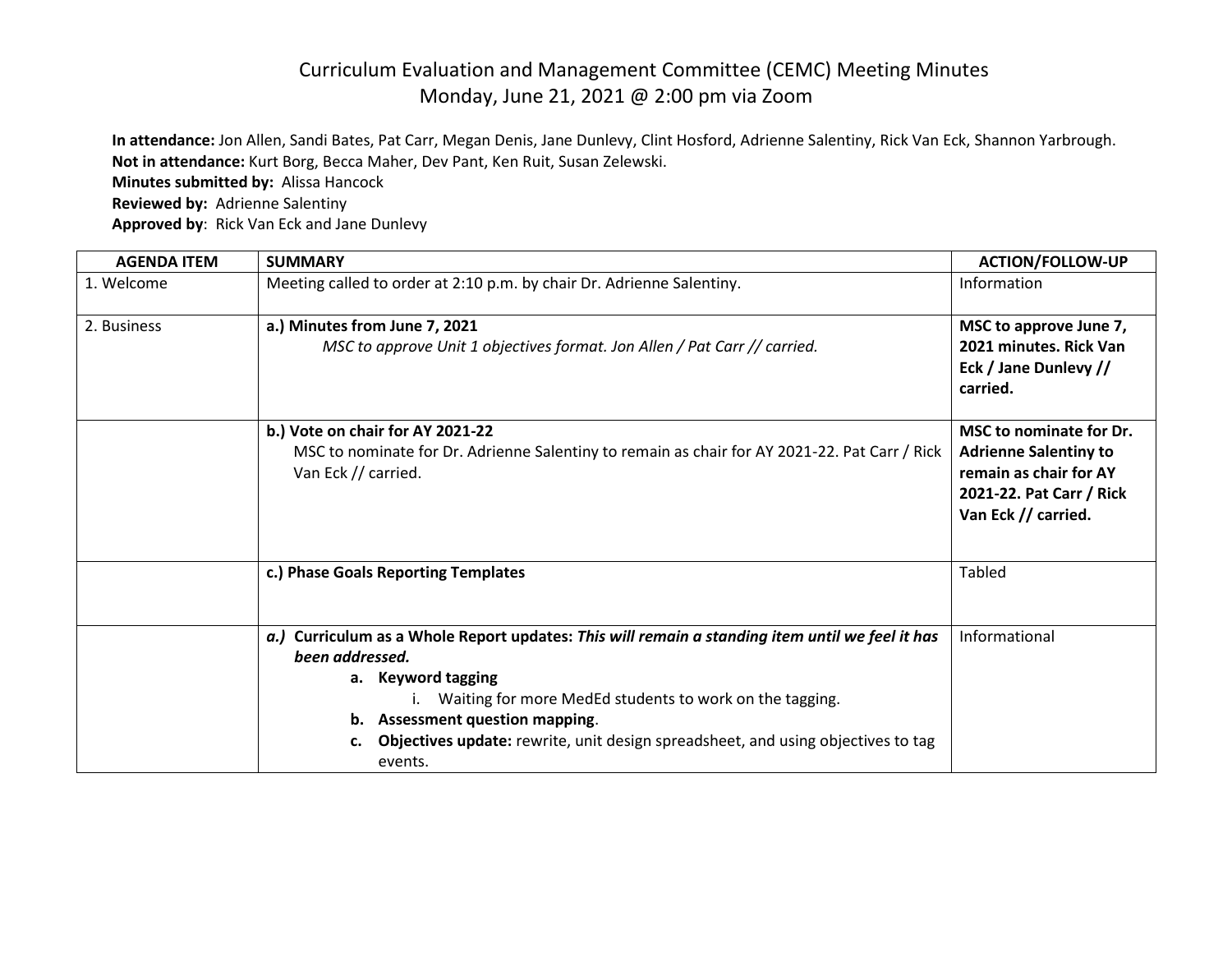# Curriculum Evaluation and Management Committee (CEMC) Meeting Minutes
## Monday, June 21, 2021 @ 2:00 pm via Zoom

**In attendance:** Jon Allen, Sandi Bates, Pat Carr, Megan Denis, Jane Dunlevy, Clint Hosford, Adrienne Salentiny, Rick Van Eck, Shannon Yarbrough.
**Not in attendance:** Kurt Borg, Becca Maher, Dev Pant, Ken Ruit, Susan Zelewski.
**Minutes submitted by:** Alissa Hancock
**Reviewed by:** Adrienne Salentiny
**Approved by**: Rick Van Eck and Jane Dunlevy

| AGENDA ITEM | SUMMARY | ACTION/FOLLOW-UP |
|---|---|---|
| 1. Welcome | Meeting called to order at 2:10 p.m. by chair Dr. Adrienne Salentiny. | Information |
| 2. Business | **a.) Minutes from June 7, 2021**<br>*MSC to approve Unit 1 objectives format. Jon Allen / Pat Carr // carried.* | **MSC to approve June 7, 2021 minutes. Rick Van Eck / Jane Dunlevy // carried.** |
| | **b.) Vote on chair for AY 2021-22**<br>MSC to nominate for Dr. Adrienne Salentiny to remain as chair for AY 2021-22. Pat Carr / Rick Van Eck // carried. | **MSC to nominate for Dr. Adrienne Salentiny to remain as chair for AY 2021-22. Pat Carr / Rick Van Eck // carried.** |
| | **c.) Phase Goals Reporting Templates** | Tabled |
| | ***a.)* Curriculum as a Whole Report updates:** ***This will remain a standing item until we feel it has been addressed.***<br>**a. Keyword tagging**<br>i. Waiting for more MedEd students to work on the tagging.<br>**b. Assessment question mapping**.<br>**c. Objectives update:** rewrite, unit design spreadsheet, and using objectives to tag events. | Informational |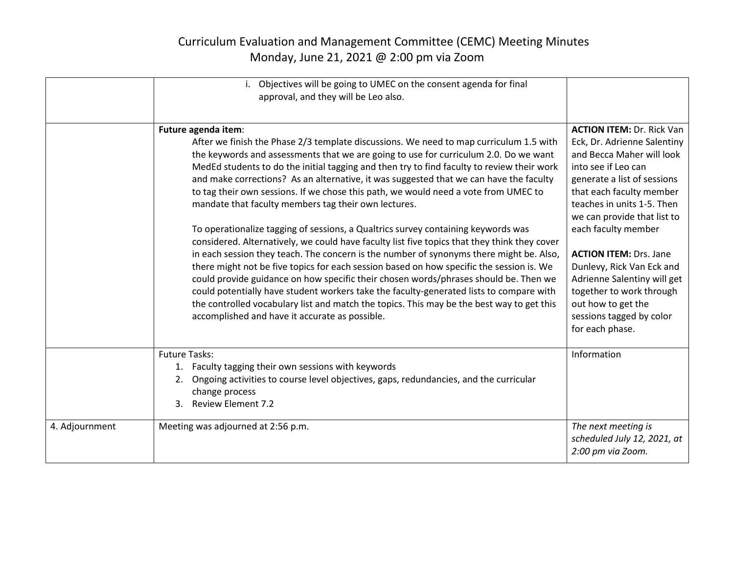# Curriculum Evaluation and Management Committee (CEMC) Meeting Minutes
Monday, June 21, 2021 @ 2:00 pm via Zoom

| | | |
|---|---|---|
| | i. Objectives will be going to UMEC on the consent agenda for final approval, and they will be Leo also. | |
| | **Future agenda item**:<br>After we finish the Phase 2/3 template discussions. We need to map curriculum 1.5 with the keywords and assessments that we are going to use for curriculum 2.0. Do we want MedEd students to do the initial tagging and then try to find faculty to review their work and make corrections? As an alternative, it was suggested that we can have the faculty to tag their own sessions. If we chose this path, we would need a vote from UMEC to mandate that faculty members tag their own lectures.<br><br>To operationalize tagging of sessions, a Qualtrics survey containing keywords was considered. Alternatively, we could have faculty list five topics that they think they cover in each session they teach. The concern is the number of synonyms there might be. Also, there might not be five topics for each session based on how specific the session is. We could provide guidance on how specific their chosen words/phrases should be. Then we could potentially have student workers take the faculty-generated lists to compare with the controlled vocabulary list and match the topics. This may be the best way to get this accomplished and have it accurate as possible. | **ACTION ITEM:** Dr. Rick Van Eck, Dr. Adrienne Salentiny and Becca Maher will look into see if Leo can generate a list of sessions that each faculty member teaches in units 1-5. Then we can provide that list to each faculty member<br><br>**ACTION ITEM:** Drs. Jane Dunlevy, Rick Van Eck and Adrienne Salentiny will get together to work through out how to get the sessions tagged by color for each phase. |
| | Future Tasks:<br>1. Faculty tagging their own sessions with keywords<br>2. Ongoing activities to course level objectives, gaps, redundancies, and the curricular change process<br>3. Review Element 7.2 | Information |
| 4. Adjournment | Meeting was adjourned at 2:56 p.m. | *The next meeting is scheduled July 12, 2021, at 2:00 pm via Zoom.* |